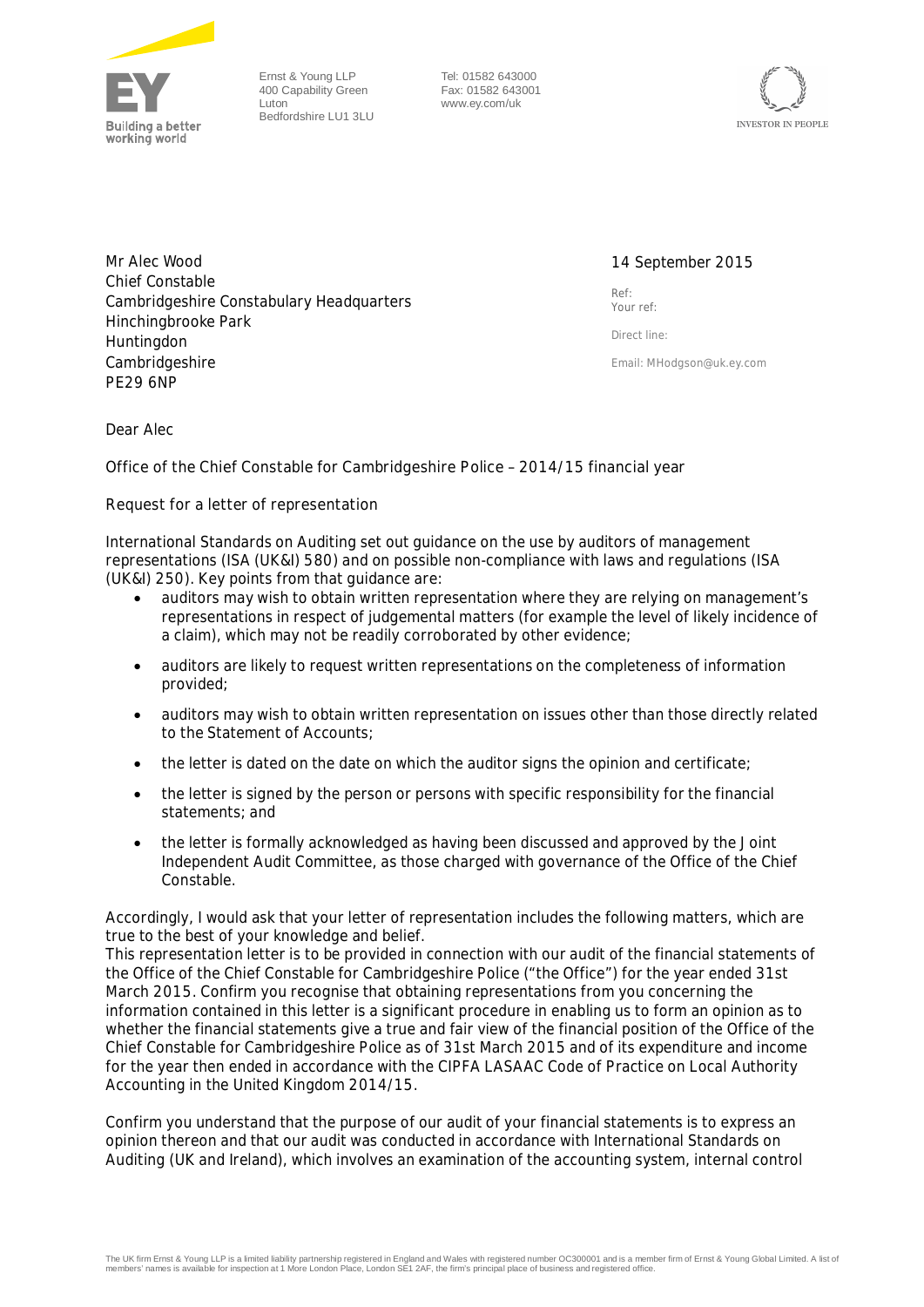Ernst & Young LLP
400 Capability Green
Luton
Bedfordshire LU1 3LU

Tel: 01582 643000
Fax: 01582 643001
www.ey.com/uk

Mr Alec Wood
Chief Constable
Cambridgeshire Constabulary Headquarters
Hinchingbrooke Park
Huntingdon
Cambridgeshire
PE29 6NP

14 September 2015

Ref:
Your ref:

Direct line:

Email: MHodgson@uk.ey.com

Dear Alec

Office of the Chief Constable for Cambridgeshire Police – 2014/15 financial year

Request for a letter of representation

International Standards on Auditing set out guidance on the use by auditors of management representations (ISA (UK&I) 580) and on possible non-compliance with laws and regulations (ISA (UK&I) 250). Key points from that guidance are:

- auditors may wish to obtain written representation where they are relying on management's representations in respect of judgemental matters (for example the level of likely incidence of a claim), which may not be readily corroborated by other evidence;
- auditors are likely to request written representations on the completeness of information provided;
- auditors may wish to obtain written representation on issues other than those directly related to the Statement of Accounts;
- the letter is dated on the date on which the auditor signs the opinion and certificate;
- the letter is signed by the person or persons with specific responsibility for the financial statements; and
- the letter is formally acknowledged as having been discussed and approved by the Joint Independent Audit Committee, as those charged with governance of the Office of the Chief Constable.

Accordingly, I would ask that your letter of representation includes the following matters, which are true to the best of your knowledge and belief.
This representation letter is to be provided in connection with our audit of the financial statements of the Office of the Chief Constable for Cambridgeshire Police ("the Office") for the year ended 31st March 2015. Confirm you recognise that obtaining representations from you concerning the information contained in this letter is a significant procedure in enabling us to form an opinion as to whether the financial statements give a true and fair view of the financial position of the Office of the Chief Constable for Cambridgeshire Police as of 31st March 2015 and of its expenditure and income for the year then ended in accordance with the CIPFA LASAAC Code of Practice on Local Authority Accounting in the United Kingdom 2014/15.

Confirm you understand that the purpose of our audit of your financial statements is to express an opinion thereon and that our audit was conducted in accordance with International Standards on Auditing (UK and Ireland), which involves an examination of the accounting system, internal control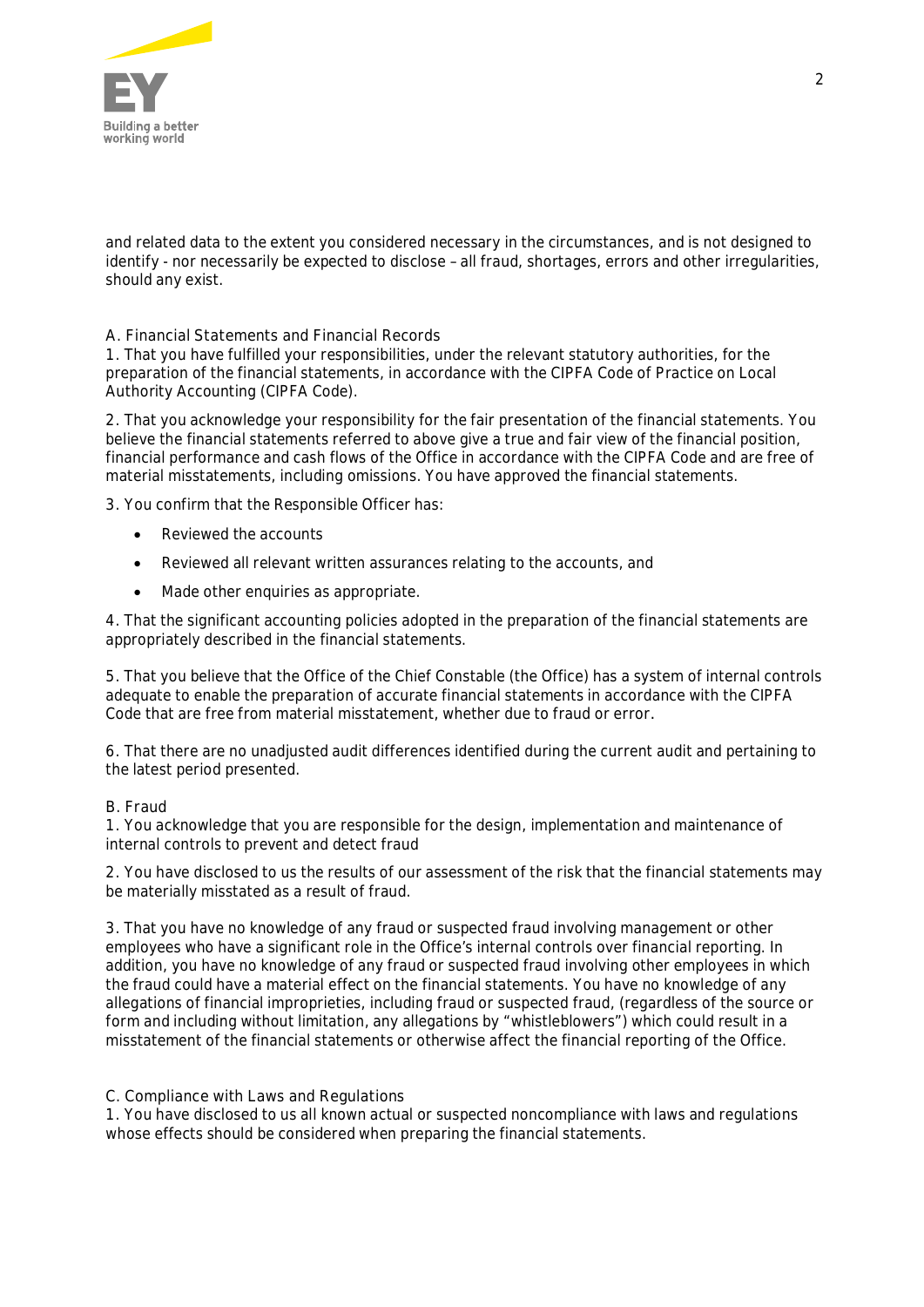and related data to the extent you considered necessary in the circumstances, and is not designed to identify - nor necessarily be expected to disclose – all fraud, shortages, errors and other irregularities, should any exist.

A. Financial Statements and Financial Records

1. That you have fulfilled your responsibilities, under the relevant statutory authorities, for the preparation of the financial statements, in accordance with the CIPFA Code of Practice on Local Authority Accounting (CIPFA Code).

2. That you acknowledge your responsibility for the fair presentation of the financial statements. You believe the financial statements referred to above give a true and fair view of the financial position, financial performance and cash flows of the Office in accordance with the CIPFA Code and are free of material misstatements, including omissions. You have approved the financial statements.

3. You confirm that the Responsible Officer has:

- Reviewed the accounts
- Reviewed all relevant written assurances relating to the accounts, and
- Made other enquiries as appropriate.

4. That the significant accounting policies adopted in the preparation of the financial statements are appropriately described in the financial statements.

5. That you believe that the Office of the Chief Constable (the Office) has a system of internal controls adequate to enable the preparation of accurate financial statements in accordance with the CIPFA Code that are free from material misstatement, whether due to fraud or error.

6. That there are no unadjusted audit differences identified during the current audit and pertaining to the latest period presented.

B. Fraud

1. You acknowledge that you are responsible for the design, implementation and maintenance of internal controls to prevent and detect fraud

2. You have disclosed to us the results of our assessment of the risk that the financial statements may be materially misstated as a result of fraud.

3. That you have no knowledge of any fraud or suspected fraud involving management or other employees who have a significant role in the Office's internal controls over financial reporting. In addition, you have no knowledge of any fraud or suspected fraud involving other employees in which the fraud could have a material effect on the financial statements. You have no knowledge of any allegations of financial improprieties, including fraud or suspected fraud, (regardless of the source or form and including without limitation, any allegations by "whistleblowers") which could result in a misstatement of the financial statements or otherwise affect the financial reporting of the Office.

C. Compliance with Laws and Regulations

1. You have disclosed to us all known actual or suspected noncompliance with laws and regulations whose effects should be considered when preparing the financial statements.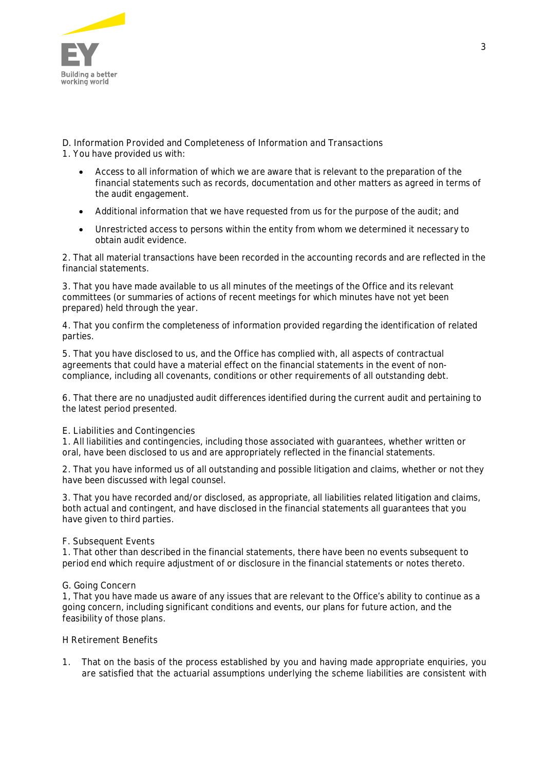D. Information Provided and Completeness of Information and Transactions

1. You have provided us with:

   - Access to all information of which we are aware that is relevant to the preparation of the financial statements such as records, documentation and other matters as agreed in terms of the audit engagement.
   - Additional information that we have requested from us for the purpose of the audit; and
   - Unrestricted access to persons within the entity from whom we determined it necessary to obtain audit evidence.

2. That all material transactions have been recorded in the accounting records and are reflected in the financial statements.

3. That you have made available to us all minutes of the meetings of the Office and its relevant committees (or summaries of actions of recent meetings for which minutes have not yet been prepared) held through the year.

4. That you confirm the completeness of information provided regarding the identification of related parties.

5. That you have disclosed to us, and the Office has complied with, all aspects of contractual agreements that could have a material effect on the financial statements in the event of non-compliance, including all covenants, conditions or other requirements of all outstanding debt.

6. That there are no unadjusted audit differences identified during the current audit and pertaining to the latest period presented.

E. Liabilities and Contingencies

1. All liabilities and contingencies, including those associated with guarantees, whether written or oral, have been disclosed to us and are appropriately reflected in the financial statements.

2. That you have informed us of all outstanding and possible litigation and claims, whether or not they have been discussed with legal counsel.

3. That you have recorded and/or disclosed, as appropriate, all liabilities related litigation and claims, both actual and contingent, and have disclosed in the financial statements all guarantees that you have given to third parties.

F. Subsequent Events

1. That other than described in the financial statements, there have been no events subsequent to period end which require adjustment of or disclosure in the financial statements or notes thereto.

G. Going Concern

1, That you have made us aware of any issues that are relevant to the Office's ability to continue as a going concern, including significant conditions and events, our plans for future action, and the feasibility of those plans.

H Retirement Benefits

1. That on the basis of the process established by you and having made appropriate enquiries, you are satisfied that the actuarial assumptions underlying the scheme liabilities are consistent with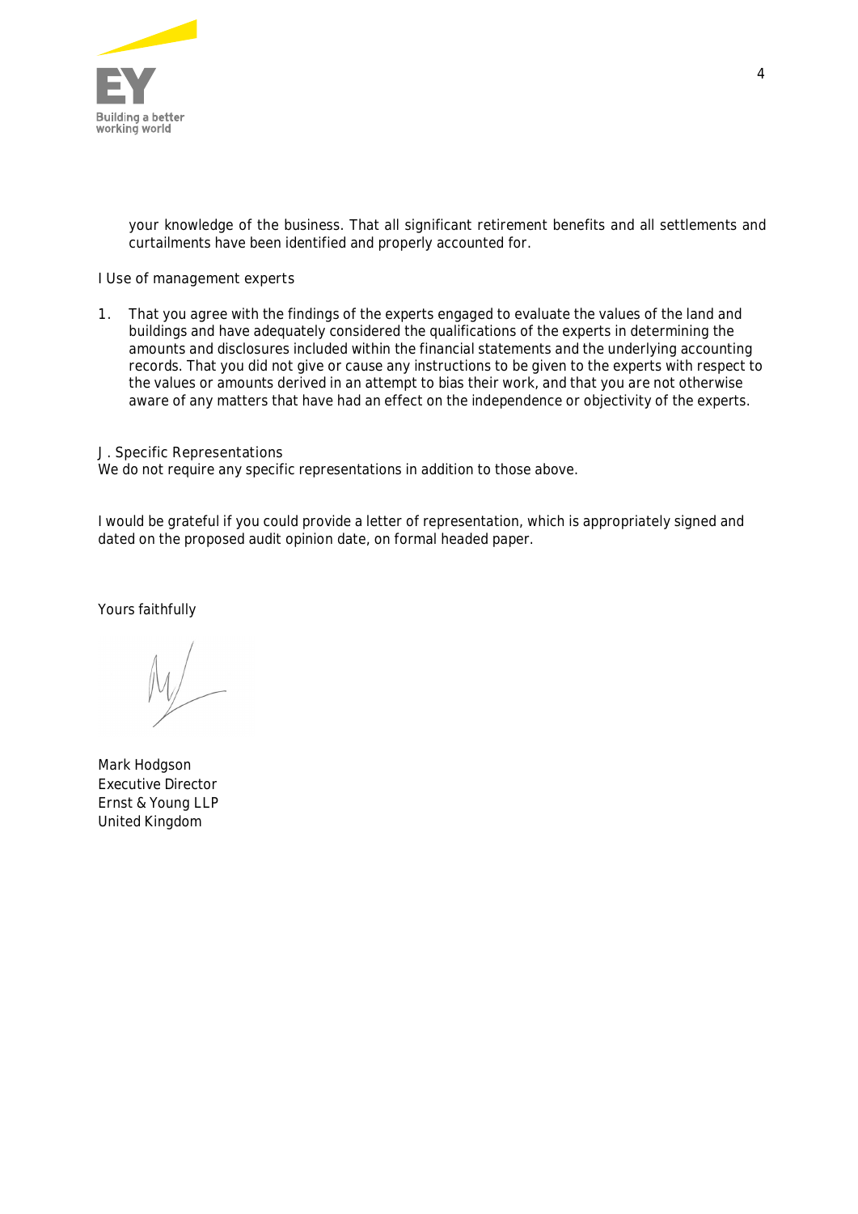your knowledge of the business. That all significant retirement benefits and all settlements and curtailments have been identified and properly accounted for.

I Use of management experts

1. That you agree with the findings of the experts engaged to evaluate the values of the land and buildings and have adequately considered the qualifications of the experts in determining the amounts and disclosures included within the financial statements and the underlying accounting records. That you did not give or cause any instructions to be given to the experts with respect to the values or amounts derived in an attempt to bias their work, and that you are not otherwise aware of any matters that have had an effect on the independence or objectivity of the experts.

J . Specific Representations

We do not require any specific representations in addition to those above.

I would be grateful if you could provide a letter of representation, which is appropriately signed and dated on the proposed audit opinion date, on formal headed paper.

Yours faithfully

Mark Hodgson
Executive Director
Ernst & Young LLP
United Kingdom